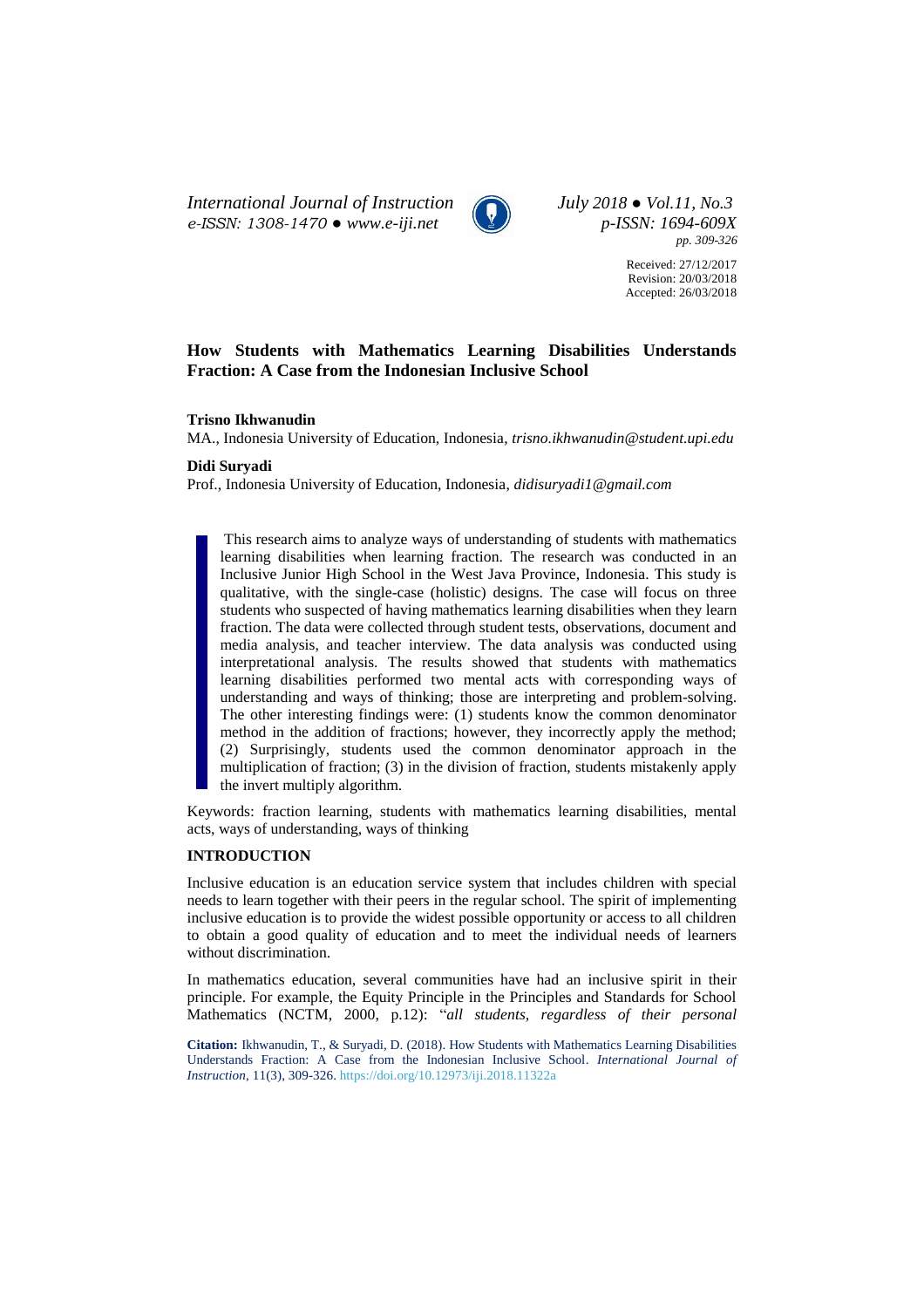# How Students with Mathematics Learning Disabilities Understands Fraction: A Case from the Indonesian Inclusive School

**Trisno Ikhwanudin**
MA., Indonesia University of Education, Indonesia, *trisno.ikhwanudin@student.upi.edu*

**Didi Suryadi**
Prof., Indonesia University of Education, Indonesia, *didisuryadi1@gmail.com*

This research aims to analyze ways of understanding of students with mathematics learning disabilities when learning fraction. The research was conducted in an Inclusive Junior High School in the West Java Province, Indonesia. This study is qualitative, with the single-case (holistic) designs. The case will focus on three students who suspected of having mathematics learning disabilities when they learn fraction. The data were collected through student tests, observations, document and media analysis, and teacher interview. The data analysis was conducted using interpretational analysis. The results showed that students with mathematics learning disabilities performed two mental acts with corresponding ways of understanding and ways of thinking; those are interpreting and problem-solving. The other interesting findings were: (1) students know the common denominator method in the addition of fractions; however, they incorrectly apply the method; (2) Surprisingly, students used the common denominator approach in the multiplication of fraction; (3) in the division of fraction, students mistakenly apply the invert multiply algorithm.

Keywords: fraction learning, students with mathematics learning disabilities, mental acts, ways of understanding, ways of thinking

## INTRODUCTION

Inclusive education is an education service system that includes children with special needs to learn together with their peers in the regular school. The spirit of implementing inclusive education is to provide the widest possible opportunity or access to all children to obtain a good quality of education and to meet the individual needs of learners without discrimination.

In mathematics education, several communities have had an inclusive spirit in their principle. For example, the Equity Principle in the Principles and Standards for School Mathematics (NCTM, 2000, p.12): "*all students, regardless of their personal*

**Citation:** Ikhwanudin, T., & Suryadi, D. (2018). How Students with Mathematics Learning Disabilities Understands Fraction: A Case from the Indonesian Inclusive School. *International Journal of Instruction*, 11(3), 309-326. https://doi.org/10.12973/iji.2018.11322a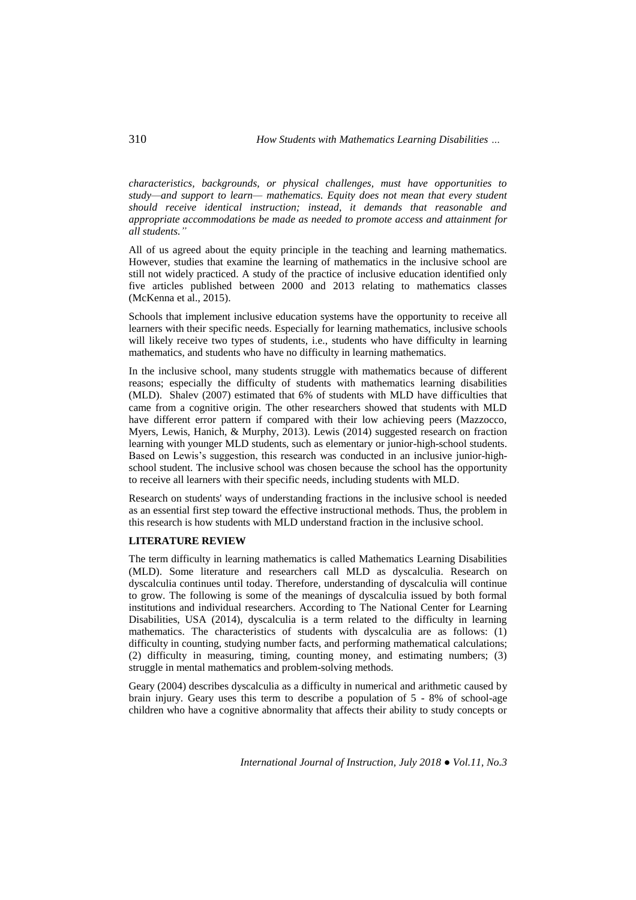*characteristics, backgrounds, or physical challenges, must have opportunities to study—and support to learn— mathematics. Equity does not mean that every student should receive identical instruction; instead, it demands that reasonable and appropriate accommodations be made as needed to promote access and attainment for all students."*

All of us agreed about the equity principle in the teaching and learning mathematics. However, studies that examine the learning of mathematics in the inclusive school are still not widely practiced. A study of the practice of inclusive education identified only five articles published between 2000 and 2013 relating to mathematics classes (McKenna et al., 2015).

Schools that implement inclusive education systems have the opportunity to receive all learners with their specific needs. Especially for learning mathematics, inclusive schools will likely receive two types of students, i.e., students who have difficulty in learning mathematics, and students who have no difficulty in learning mathematics.

In the inclusive school, many students struggle with mathematics because of different reasons; especially the difficulty of students with mathematics learning disabilities (MLD). Shalev (2007) estimated that 6% of students with MLD have difficulties that came from a cognitive origin. The other researchers showed that students with MLD have different error pattern if compared with their low achieving peers (Mazzocco, Myers, Lewis, Hanich, & Murphy, 2013). Lewis (2014) suggested research on fraction learning with younger MLD students, such as elementary or junior-high-school students. Based on Lewis's suggestion, this research was conducted in an inclusive junior-high-school student. The inclusive school was chosen because the school has the opportunity to receive all learners with their specific needs, including students with MLD.

Research on students' ways of understanding fractions in the inclusive school is needed as an essential first step toward the effective instructional methods. Thus, the problem in this research is how students with MLD understand fraction in the inclusive school.

## LITERATURE REVIEW

The term difficulty in learning mathematics is called Mathematics Learning Disabilities (MLD). Some literature and researchers call MLD as dyscalculia. Research on dyscalculia continues until today. Therefore, understanding of dyscalculia will continue to grow. The following is some of the meanings of dyscalculia issued by both formal institutions and individual researchers. According to The National Center for Learning Disabilities, USA (2014), dyscalculia is a term related to the difficulty in learning mathematics. The characteristics of students with dyscalculia are as follows: (1) difficulty in counting, studying number facts, and performing mathematical calculations; (2) difficulty in measuring, timing, counting money, and estimating numbers; (3) struggle in mental mathematics and problem-solving methods.

Geary (2004) describes dyscalculia as a difficulty in numerical and arithmetic caused by brain injury. Geary uses this term to describe a population of 5 - 8% of school-age children who have a cognitive abnormality that affects their ability to study concepts or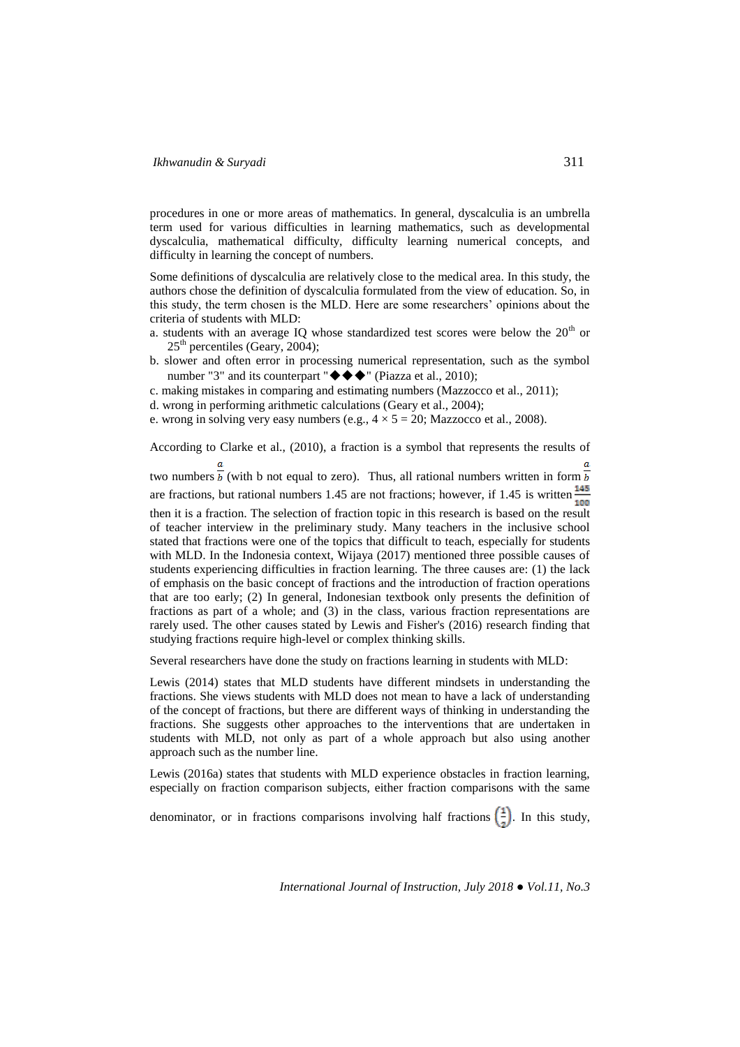procedures in one or more areas of mathematics. In general, dyscalculia is an umbrella term used for various difficulties in learning mathematics, such as developmental dyscalculia, mathematical difficulty, difficulty learning numerical concepts, and difficulty in learning the concept of numbers.

Some definitions of dyscalculia are relatively close to the medical area. In this study, the authors chose the definition of dyscalculia formulated from the view of education. So, in this study, the term chosen is the MLD. Here are some researchers' opinions about the criteria of students with MLD:

a. students with an average IQ whose standardized test scores were below the $20^{th}$ or $25^{th}$ percentiles (Geary, 2004);
b. slower and often error in processing numerical representation, such as the symbol number "3" and its counterpart "◆◆◆" (Piazza et al., 2010);
c. making mistakes in comparing and estimating numbers (Mazzocco et al., 2011);
d. wrong in performing arithmetic calculations (Geary et al., 2004);
e. wrong in solving very easy numbers (e.g., $4 \times 5 = 20$; Mazzocco et al., 2008).

According to Clarke et al., (2010), a fraction is a symbol that represents the results of two numbers $\frac{a}{b}$ (with b not equal to zero). Thus, all rational numbers written in form $\frac{a}{b}$ are fractions, but rational numbers 1.45 are not fractions; however, if 1.45 is written $\frac{145}{100}$ then it is a fraction. The selection of fraction topic in this research is based on the result of teacher interview in the preliminary study. Many teachers in the inclusive school stated that fractions were one of the topics that difficult to teach, especially for students with MLD. In the Indonesia context, Wijaya (2017) mentioned three possible causes of students experiencing difficulties in fraction learning. The three causes are: (1) the lack of emphasis on the basic concept of fractions and the introduction of fraction operations that are too early; (2) In general, Indonesian textbook only presents the definition of fractions as part of a whole; and (3) in the class, various fraction representations are rarely used. The other causes stated by Lewis and Fisher's (2016) research finding that studying fractions require high-level or complex thinking skills.

Several researchers have done the study on fractions learning in students with MLD:

Lewis (2014) states that MLD students have different mindsets in understanding the fractions. She views students with MLD does not mean to have a lack of understanding of the concept of fractions, but there are different ways of thinking in understanding the fractions. She suggests other approaches to the interventions that are undertaken in students with MLD, not only as part of a whole approach but also using another approach such as the number line.

Lewis (2016a) states that students with MLD experience obstacles in fraction learning, especially on fraction comparison subjects, either fraction comparisons with the same denominator, or in fractions comparisons involving half fractions $\left(\frac{1}{2}\right)$. In this study,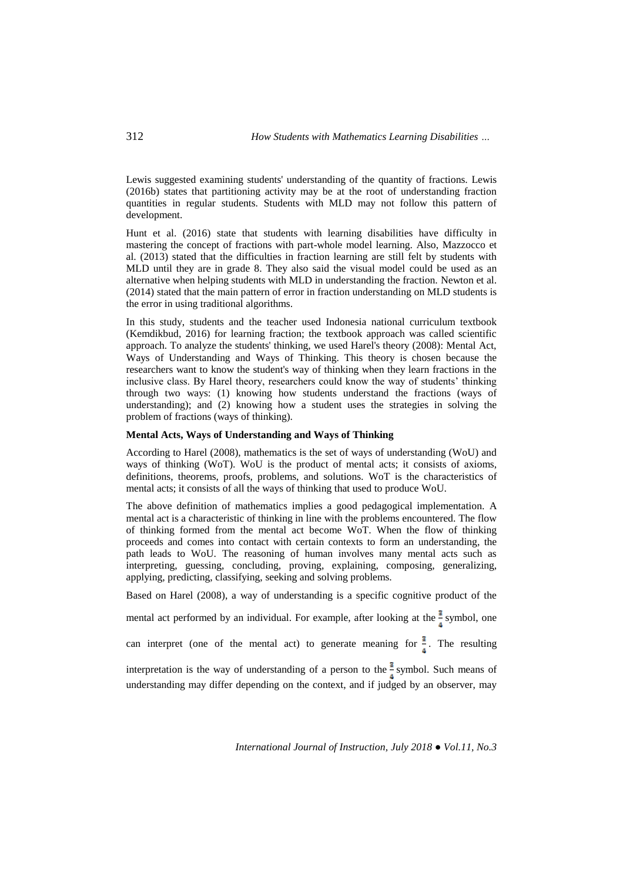Lewis suggested examining students' understanding of the quantity of fractions. Lewis (2016b) states that partitioning activity may be at the root of understanding fraction quantities in regular students. Students with MLD may not follow this pattern of development.

Hunt et al. (2016) state that students with learning disabilities have difficulty in mastering the concept of fractions with part-whole model learning. Also, Mazzocco et al. (2013) stated that the difficulties in fraction learning are still felt by students with MLD until they are in grade 8. They also said the visual model could be used as an alternative when helping students with MLD in understanding the fraction. Newton et al. (2014) stated that the main pattern of error in fraction understanding on MLD students is the error in using traditional algorithms.

In this study, students and the teacher used Indonesia national curriculum textbook (Kemdikbud, 2016) for learning fraction; the textbook approach was called scientific approach. To analyze the students' thinking, we used Harel's theory (2008): Mental Act, Ways of Understanding and Ways of Thinking. This theory is chosen because the researchers want to know the student's way of thinking when they learn fractions in the inclusive class. By Harel theory, researchers could know the way of students' thinking through two ways: (1) knowing how students understand the fractions (ways of understanding); and (2) knowing how a student uses the strategies in solving the problem of fractions (ways of thinking).

**Mental Acts, Ways of Understanding and Ways of Thinking**

According to Harel (2008), mathematics is the set of ways of understanding (WoU) and ways of thinking (WoT). WoU is the product of mental acts; it consists of axioms, definitions, theorems, proofs, problems, and solutions. WoT is the characteristics of mental acts; it consists of all the ways of thinking that used to produce WoU.

The above definition of mathematics implies a good pedagogical implementation. A mental act is a characteristic of thinking in line with the problems encountered. The flow of thinking formed from the mental act become WoT. When the flow of thinking proceeds and comes into contact with certain contexts to form an understanding, the path leads to WoU. The reasoning of human involves many mental acts such as interpreting, guessing, concluding, proving, explaining, composing, generalizing, applying, predicting, classifying, seeking and solving problems.

Based on Harel (2008), a way of understanding is a specific cognitive product of the mental act performed by an individual. For example, after looking at the $\frac{3}{4}$ symbol, one can interpret (one of the mental act) to generate meaning for $\frac{3}{4}$. The resulting interpretation is the way of understanding of a person to the $\frac{3}{4}$ symbol. Such means of understanding may differ depending on the context, and if judged by an observer, may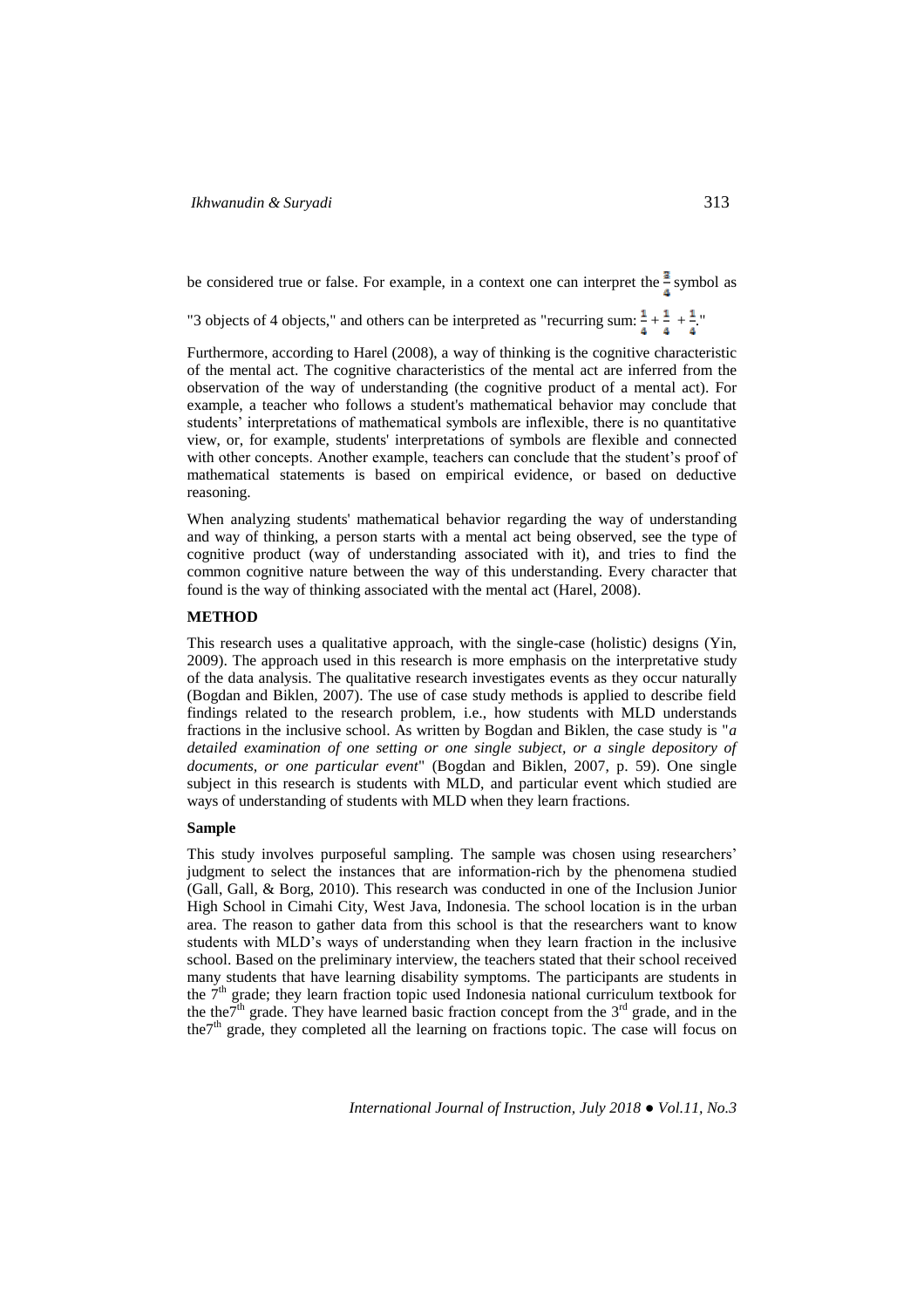be considered true or false. For example, in a context one can interpret the $\frac{3}{4}$ symbol as "3 objects of 4 objects," and others can be interpreted as "recurring sum: $\frac{1}{4} + \frac{1}{4} + \frac{1}{4}$."

Furthermore, according to Harel (2008), a way of thinking is the cognitive characteristic of the mental act. The cognitive characteristics of the mental act are inferred from the observation of the way of understanding (the cognitive product of a mental act). For example, a teacher who follows a student's mathematical behavior may conclude that students' interpretations of mathematical symbols are inflexible, there is no quantitative view, or, for example, students' interpretations of symbols are flexible and connected with other concepts. Another example, teachers can conclude that the student's proof of mathematical statements is based on empirical evidence, or based on deductive reasoning.

When analyzing students' mathematical behavior regarding the way of understanding and way of thinking, a person starts with a mental act being observed, see the type of cognitive product (way of understanding associated with it), and tries to find the common cognitive nature between the way of this understanding. Every character that found is the way of thinking associated with the mental act (Harel, 2008).

## METHOD

This research uses a qualitative approach, with the single-case (holistic) designs (Yin, 2009). The approach used in this research is more emphasis on the interpretative study of the data analysis. The qualitative research investigates events as they occur naturally (Bogdan and Biklen, 2007). The use of case study methods is applied to describe field findings related to the research problem, i.e., how students with MLD understands fractions in the inclusive school. As written by Bogdan and Biklen, the case study is "*a detailed examination of one setting or one single subject, or a single depository of documents, or one particular event*" (Bogdan and Biklen, 2007, p. 59). One single subject in this research is students with MLD, and particular event which studied are ways of understanding of students with MLD when they learn fractions.

### Sample

This study involves purposeful sampling. The sample was chosen using researchers' judgment to select the instances that are information-rich by the phenomena studied (Gall, Gall, & Borg, 2010). This research was conducted in one of the Inclusion Junior High School in Cimahi City, West Java, Indonesia. The school location is in the urban area. The reason to gather data from this school is that the researchers want to know students with MLD's ways of understanding when they learn fraction in the inclusive school. Based on the preliminary interview, the teachers stated that their school received many students that have learning disability symptoms. The participants are students in the 7th grade; they learn fraction topic used Indonesia national curriculum textbook for the the7th grade. They have learned basic fraction concept from the 3rd grade, and in the the7th grade, they completed all the learning on fractions topic. The case will focus on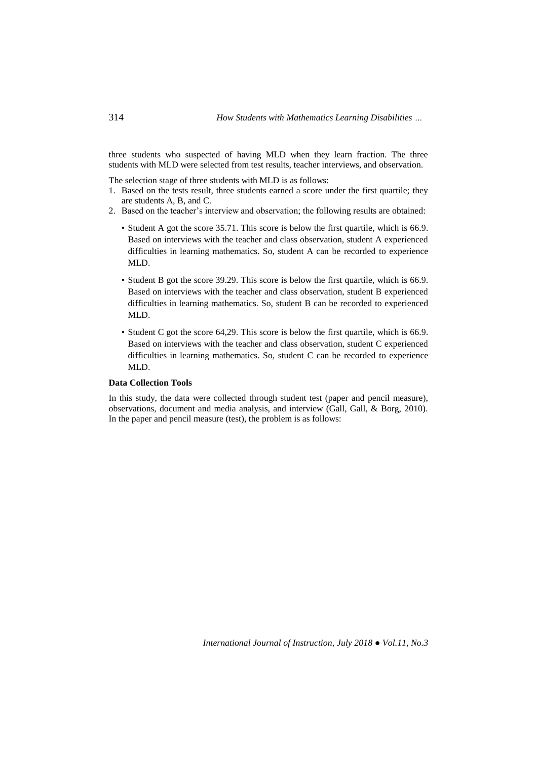three students who suspected of having MLD when they learn fraction. The three students with MLD were selected from test results, teacher interviews, and observation.

The selection stage of three students with MLD is as follows:

1. Based on the tests result, three students earned a score under the first quartile; they are students A, B, and C.
2. Based on the teacher's interview and observation; the following results are obtained:
   - Student A got the score 35.71. This score is below the first quartile, which is 66.9. Based on interviews with the teacher and class observation, student A experienced difficulties in learning mathematics. So, student A can be recorded to experience MLD.
   - Student B got the score 39.29. This score is below the first quartile, which is 66.9. Based on interviews with the teacher and class observation, student B experienced difficulties in learning mathematics. So, student B can be recorded to experienced MLD.
   - Student C got the score 64,29. This score is below the first quartile, which is 66.9. Based on interviews with the teacher and class observation, student C experienced difficulties in learning mathematics. So, student C can be recorded to experience MLD.

**Data Collection Tools**

In this study, the data were collected through student test (paper and pencil measure), observations, document and media analysis, and interview (Gall, Gall, & Borg, 2010). In the paper and pencil measure (test), the problem is as follows: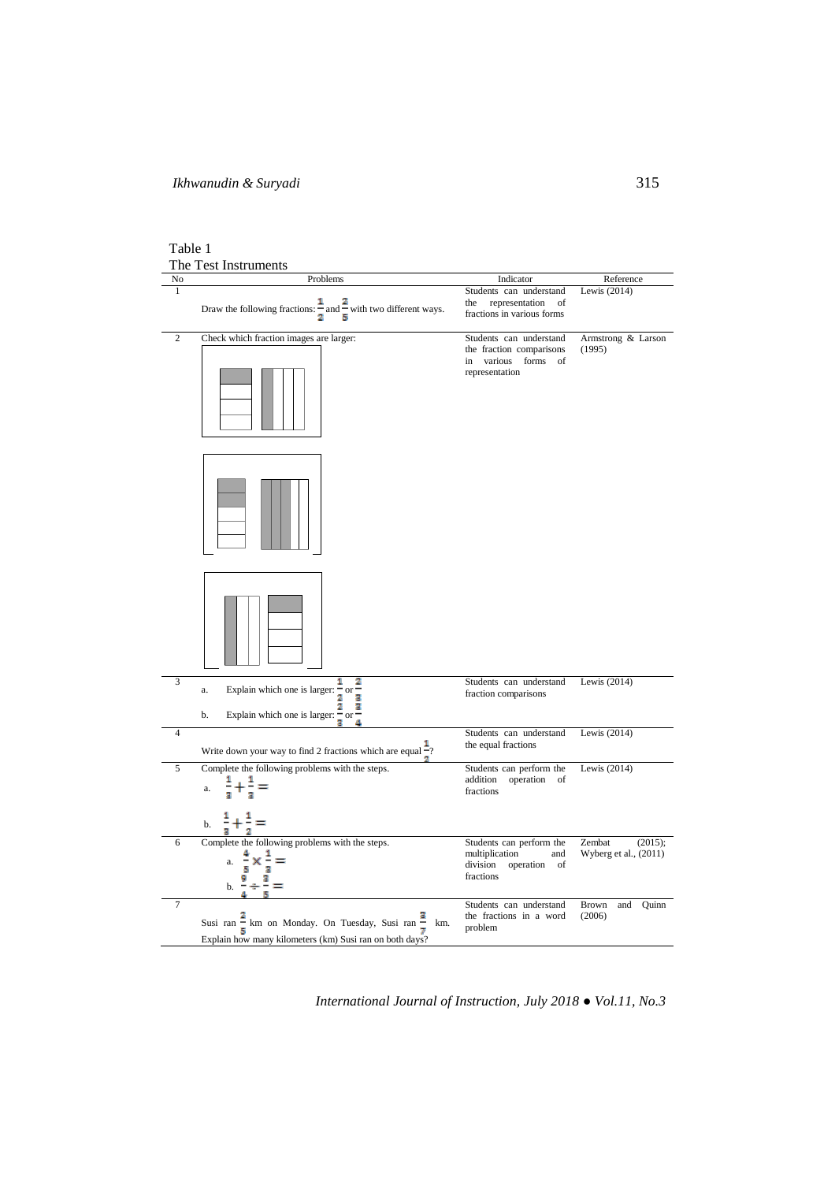Table 1
The Test Instruments

| No | Problems | Indicator | Reference |
|---|---|---|---|
| 1 | Draw the following fractions: $\frac{1}{2}$ and $\frac{2}{5}$ with two different ways. | Students can understand the representation of fractions in various forms | Lewis (2014) |
| 2 | Check which fraction images are larger: | Students can understand the fraction comparisons in various forms of representation | Armstrong & Larson (1995) |
| 3 | a. Explain which one is larger: $\frac{1}{2}$ or $\frac{2}{3}$<br>b. Explain which one is larger: $\frac{2}{3}$ or $\frac{3}{4}$ | Students can understand fraction comparisons | Lewis (2014) |
| 4 | Write down your way to find 2 fractions which are equal $\frac{1}{2}$? | Students can understand the equal fractions | Lewis (2014) |
| 5 | Complete the following problems with the steps.<br>a. $\frac{1}{3}+\frac{1}{3}=$<br>b. $\frac{1}{3}+\frac{1}{2}=$ | Students can perform the addition operation of fractions | Lewis (2014) |
| 6 | Complete the following problems with the steps.<br>a. $\frac{4}{5}\times\frac{1}{3}=$<br>b. $\frac{9}{4}\div\frac{3}{5}=$ | Students can perform the multiplication and division operation of fractions | Zembat (2015); Wyberg et al., (2011) |
| 7 | Susi ran $\frac{2}{5}$ km on Monday. On Tuesday, Susi ran $\frac{3}{7}$ km. Explain how many kilometers (km) Susi ran on both days? | Students can understand the fractions in a word problem | Brown and Quinn (2006) |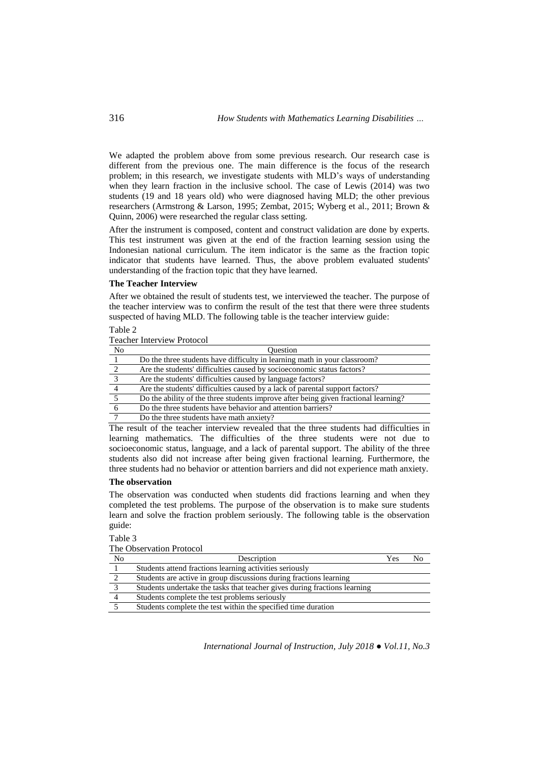We adapted the problem above from some previous research. Our research case is different from the previous one. The main difference is the focus of the research problem; in this research, we investigate students with MLD's ways of understanding when they learn fraction in the inclusive school. The case of Lewis (2014) was two students (19 and 18 years old) who were diagnosed having MLD; the other previous researchers (Armstrong & Larson, 1995; Zembat, 2015; Wyberg et al., 2011; Brown & Quinn, 2006) were researched the regular class setting.

After the instrument is composed, content and construct validation are done by experts. This test instrument was given at the end of the fraction learning session using the Indonesian national curriculum. The item indicator is the same as the fraction topic indicator that students have learned. Thus, the above problem evaluated students' understanding of the fraction topic that they have learned.

**The Teacher Interview**

After we obtained the result of students test, we interviewed the teacher. The purpose of the teacher interview was to confirm the result of the test that there were three students suspected of having MLD. The following table is the teacher interview guide:

Table 2
Teacher Interview Protocol

| No | Question |
|---|---|
| 1 | Do the three students have difficulty in learning math in your classroom? |
| 2 | Are the students' difficulties caused by socioeconomic status factors? |
| 3 | Are the students' difficulties caused by language factors? |
| 4 | Are the students' difficulties caused by a lack of parental support factors? |
| 5 | Do the ability of the three students improve after being given fractional learning? |
| 6 | Do the three students have behavior and attention barriers? |
| 7 | Do the three students have math anxiety? |

The result of the teacher interview revealed that the three students had difficulties in learning mathematics. The difficulties of the three students were not due to socioeconomic status, language, and a lack of parental support. The ability of the three students also did not increase after being given fractional learning. Furthermore, the three students had no behavior or attention barriers and did not experience math anxiety.

**The observation**

The observation was conducted when students did fractions learning and when they completed the test problems. The purpose of the observation is to make sure students learn and solve the fraction problem seriously. The following table is the observation guide:

Table 3
The Observation Protocol

| No | Description | Yes | No |
|---|---|---|---|
| 1 | Students attend fractions learning activities seriously | | |
| 2 | Students are active in group discussions during fractions learning | | |
| 3 | Students undertake the tasks that teacher gives during fractions learning | | |
| 4 | Students complete the test problems seriously | | |
| 5 | Students complete the test within the specified time duration | | |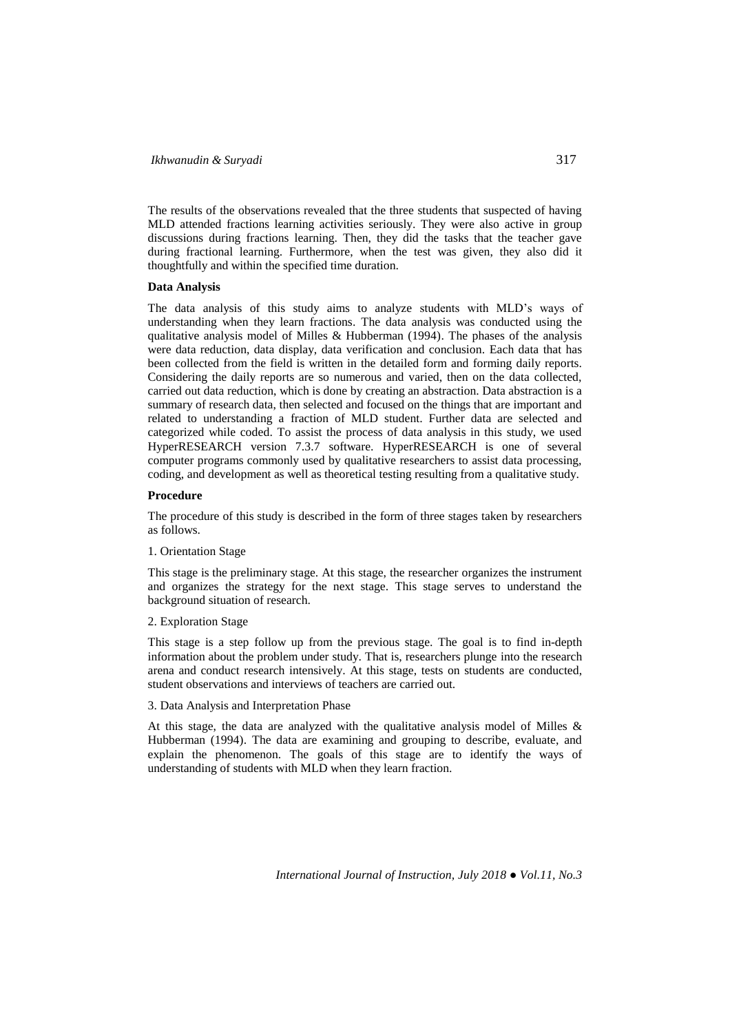The results of the observations revealed that the three students that suspected of having MLD attended fractions learning activities seriously. They were also active in group discussions during fractions learning. Then, they did the tasks that the teacher gave during fractional learning. Furthermore, when the test was given, they also did it thoughtfully and within the specified time duration.

**Data Analysis**

The data analysis of this study aims to analyze students with MLD's ways of understanding when they learn fractions. The data analysis was conducted using the qualitative analysis model of Milles & Hubberman (1994). The phases of the analysis were data reduction, data display, data verification and conclusion. Each data that has been collected from the field is written in the detailed form and forming daily reports. Considering the daily reports are so numerous and varied, then on the data collected, carried out data reduction, which is done by creating an abstraction. Data abstraction is a summary of research data, then selected and focused on the things that are important and related to understanding a fraction of MLD student. Further data are selected and categorized while coded. To assist the process of data analysis in this study, we used HyperRESEARCH version 7.3.7 software. HyperRESEARCH is one of several computer programs commonly used by qualitative researchers to assist data processing, coding, and development as well as theoretical testing resulting from a qualitative study.

**Procedure**

The procedure of this study is described in the form of three stages taken by researchers as follows.

1. Orientation Stage

This stage is the preliminary stage. At this stage, the researcher organizes the instrument and organizes the strategy for the next stage. This stage serves to understand the background situation of research.

2. Exploration Stage

This stage is a step follow up from the previous stage. The goal is to find in-depth information about the problem under study. That is, researchers plunge into the research arena and conduct research intensively. At this stage, tests on students are conducted, student observations and interviews of teachers are carried out.

3. Data Analysis and Interpretation Phase

At this stage, the data are analyzed with the qualitative analysis model of Milles & Hubberman (1994). The data are examining and grouping to describe, evaluate, and explain the phenomenon. The goals of this stage are to identify the ways of understanding of students with MLD when they learn fraction.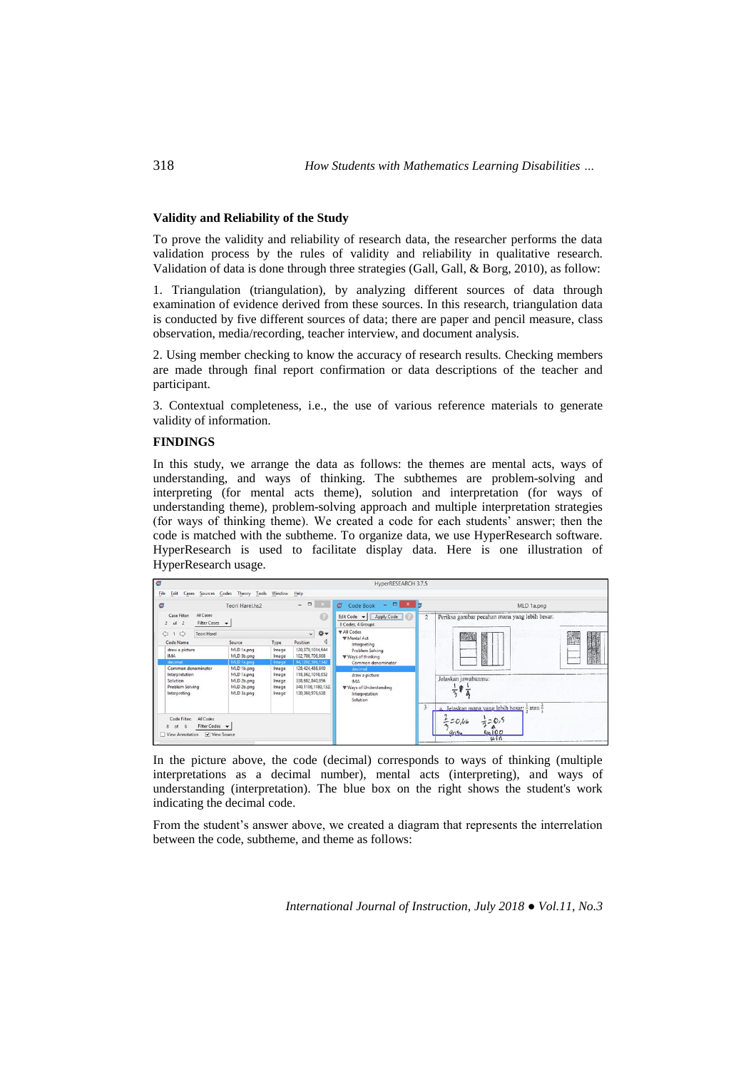### Validity and Reliability of the Study

To prove the validity and reliability of research data, the researcher performs the data validation process by the rules of validity and reliability in qualitative research. Validation of data is done through three strategies (Gall, Gall, & Borg, 2010), as follow:

1. Triangulation (triangulation), by analyzing different sources of data through examination of evidence derived from these sources. In this research, triangulation data is conducted by five different sources of data; there are paper and pencil measure, class observation, media/recording, teacher interview, and document analysis.

2. Using member checking to know the accuracy of research results. Checking members are made through final report confirmation or data descriptions of the teacher and participant.

3. Contextual completeness, i.e., the use of various reference materials to generate validity of information.

## FINDINGS

In this study, we arrange the data as follows: the themes are mental acts, ways of understanding, and ways of thinking. The subthemes are problem-solving and interpreting (for mental acts theme), solution and interpretation (for ways of understanding theme), problem-solving approach and multiple interpretation strategies (for ways of thinking theme). We created a code for each students' answer; then the code is matched with the subtheme. To organize data, we use HyperResearch software. HyperResearch is used to facilitate display data. Here is one illustration of HyperResearch usage.

In the picture above, the code (decimal) corresponds to ways of thinking (multiple interpretations as a decimal number), mental acts (interpreting), and ways of understanding (interpretation). The blue box on the right shows the student's work indicating the decimal code.

From the student's answer above, we created a diagram that represents the interrelation between the code, subtheme, and theme as follows: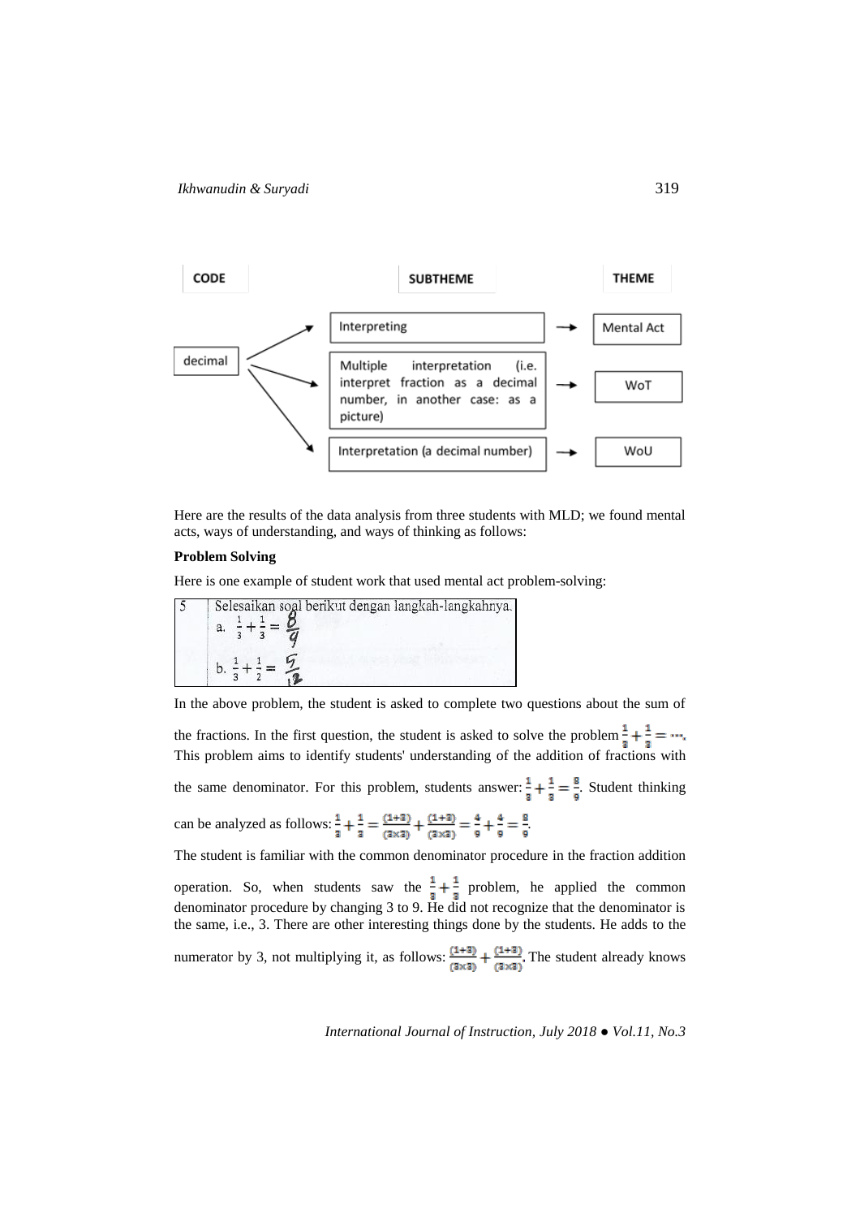| CODE | SUBTHEME | THEME |
|---|---|---|
| decimal | Interpreting | Mental Act |
| | Multiple interpretation (i.e. interpret fraction as a decimal number, in another case: as a picture) | WoT |
| | Interpretation (a decimal number) | WoU |

Here are the results of the data analysis from three students with MLD; we found mental acts, ways of understanding, and ways of thinking as follows:

**Problem Solving**

Here is one example of student work that used mental act problem-solving:

| 5 | Selesaikan soal berikut dengan langkah-langkahnya. a. $\frac{1}{3}+\frac{1}{3}=\frac{8}{9}$ b. $\frac{1}{3}+\frac{1}{2}=\frac{5}{12}$ |
|---|---|

In the above problem, the student is asked to complete two questions about the sum of the fractions. In the first question, the student is asked to solve the problem $\frac{1}{3}+\frac{1}{3}=\dots$. This problem aims to identify students' understanding of the addition of fractions with the same denominator. For this problem, students answer: $\frac{1}{3}+\frac{1}{3}=\frac{8}{9}$. Student thinking can be analyzed as follows: $\frac{1}{3}+\frac{1}{3}=\frac{(1+3)}{(3\times3)}+\frac{(1+3)}{(3\times3)}=\frac{4}{9}+\frac{4}{9}=\frac{8}{9}$.

The student is familiar with the common denominator procedure in the fraction addition operation. So, when students saw the $\frac{1}{3}+\frac{1}{3}$ problem, he applied the common denominator procedure by changing 3 to 9. He did not recognize that the denominator is the same, i.e., 3. There are other interesting things done by the students. He adds to the numerator by 3, not multiplying it, as follows: $\frac{(1+3)}{(3\times3)}+\frac{(1+3)}{(3\times3)}$. The student already knows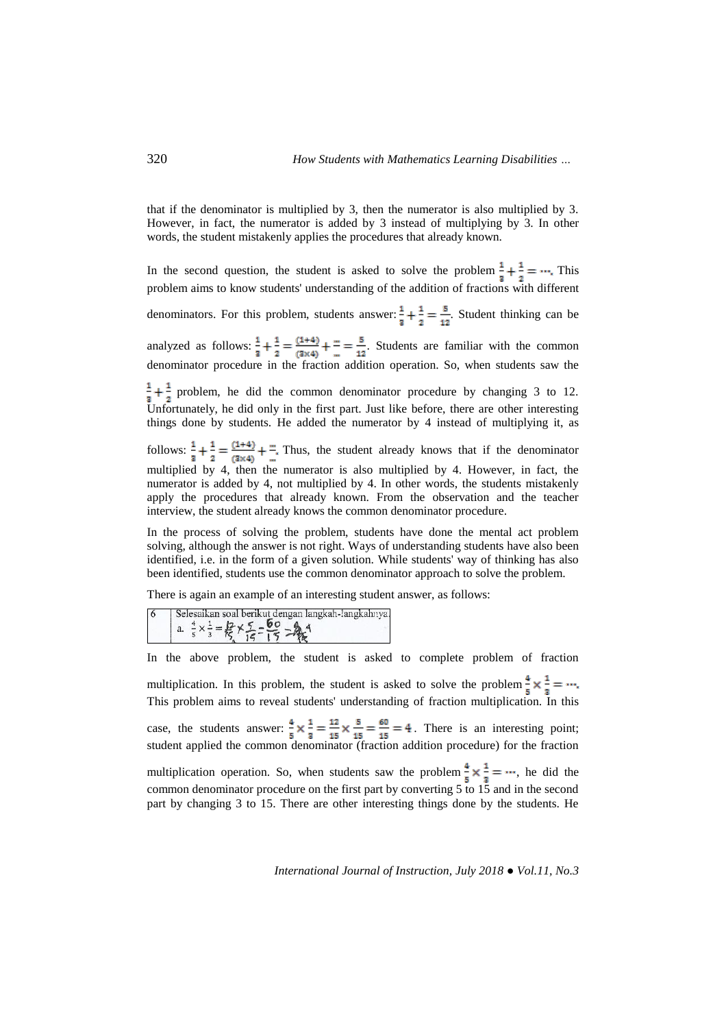that if the denominator is multiplied by 3, then the numerator is also multiplied by 3. However, in fact, the numerator is added by 3 instead of multiplying by 3. In other words, the student mistakenly applies the procedures that already known.

In the second question, the student is asked to solve the problem $\frac{1}{3}+\frac{1}{2}=\cdots$. This problem aims to know students' understanding of the addition of fractions with different denominators. For this problem, students answer: $\frac{1}{3}+\frac{1}{2}=\frac{5}{12}$. Student thinking can be analyzed as follows: $\frac{1}{3}+\frac{1}{2}=\frac{(1+4)}{(3\times4)}+\frac{\cdots}{\cdots}=\frac{5}{12}$. Students are familiar with the common denominator procedure in the fraction addition operation. So, when students saw the $\frac{1}{3}+\frac{1}{2}$ problem, he did the common denominator procedure by changing 3 to 12. Unfortunately, he did only in the first part. Just like before, there are other interesting things done by students. He added the numerator by 4 instead of multiplying it, as follows: $\frac{1}{3}+\frac{1}{2}=\frac{(1+4)}{(3\times4)}+\frac{\cdots}{\cdots}$. Thus, the student already knows that if the denominator multiplied by 4, then the numerator is also multiplied by 4. However, in fact, the numerator is added by 4, not multiplied by 4. In other words, the students mistakenly apply the procedures that already known. From the observation and the teacher interview, the student already knows the common denominator procedure.

In the process of solving the problem, students have done the mental act problem solving, although the answer is not right. Ways of understanding students have also been identified, i.e. in the form of a given solution. While students' way of thinking has also been identified, students use the common denominator approach to solve the problem.

There is again an example of an interesting student answer, as follows:

| 6 | Selesaikan soal berikut dengan langkah-langkahnya! |
|---|---|
| | a. $\frac{4}{5}\times\frac{1}{3}=\frac{12}{15}\times\frac{5}{15}=\frac{60}{15}=4$ |

In the above problem, the student is asked to complete problem of fraction multiplication. In this problem, the student is asked to solve the problem $\frac{4}{5}\times\frac{1}{3}=\cdots$. This problem aims to reveal students' understanding of fraction multiplication. In this case, the students answer: $\frac{4}{5}\times\frac{1}{3}=\frac{12}{15}\times\frac{5}{15}=\frac{60}{15}=4$. There is an interesting point; student applied the common denominator (fraction addition procedure) for the fraction multiplication operation. So, when students saw the problem $\frac{4}{5}\times\frac{1}{3}=\cdots$, he did the common denominator procedure on the first part by converting 5 to 15 and in the second part by changing 3 to 15. There are other interesting things done by the students. He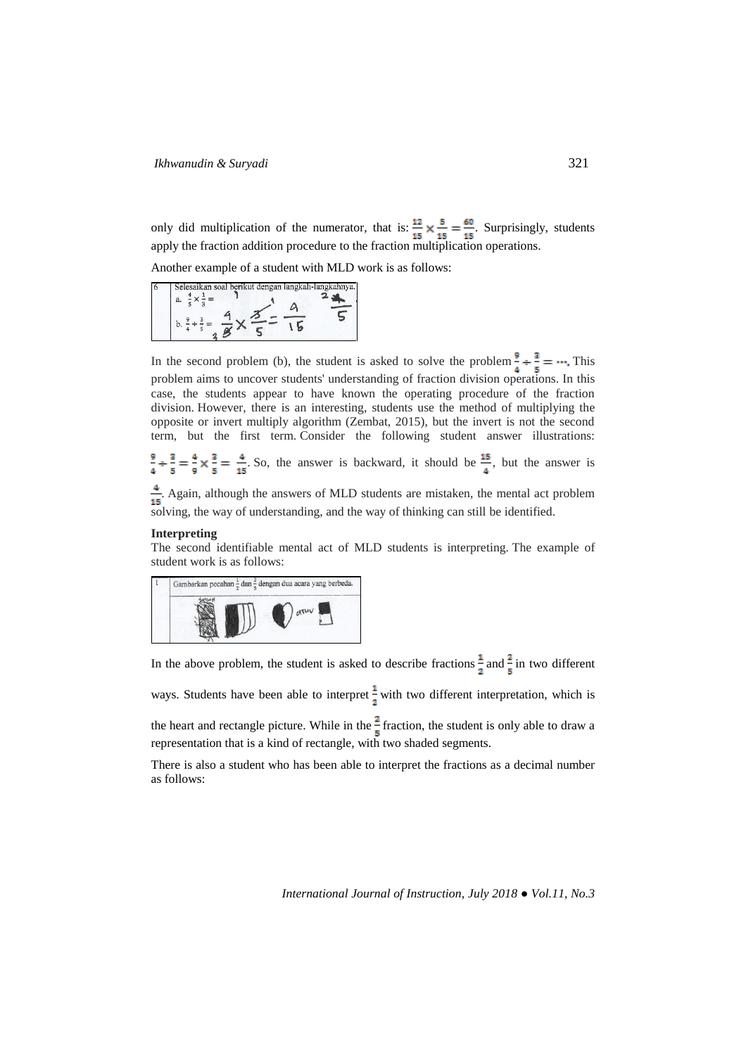only did multiplication of the numerator, that is: $\frac{12}{15} \times \frac{5}{15} = \frac{60}{15}$. Surprisingly, students apply the fraction addition procedure to the fraction multiplication operations.

Another example of a student with MLD work is as follows:

In the second problem (b), the student is asked to solve the problem $\frac{9}{4} \div \frac{3}{5} = \cdots$. This problem aims to uncover students' understanding of fraction division operations. In this case, the students appear to have known the operating procedure of the fraction division. However, there is an interesting, students use the method of multiplying the opposite or invert multiply algorithm (Zembat, 2015), but the invert is not the second term, but the first term. Consider the following student answer illustrations: $\frac{9}{4} \div \frac{3}{5} = \frac{4}{9} \times \frac{3}{5} = \frac{4}{15}$. So, the answer is backward, it should be $\frac{15}{4}$, but the answer is $\frac{4}{15}$. Again, although the answers of MLD students are mistaken, the mental act problem solving, the way of understanding, and the way of thinking can still be identified.

**Interpreting**

The second identifiable mental act of MLD students is interpreting. The example of student work is as follows:

In the above problem, the student is asked to describe fractions $\frac{1}{2}$ and $\frac{2}{5}$ in two different ways. Students have been able to interpret $\frac{1}{2}$ with two different interpretation, which is the heart and rectangle picture. While in the $\frac{2}{5}$ fraction, the student is only able to draw a representation that is a kind of rectangle, with two shaded segments.

There is also a student who has been able to interpret the fractions as a decimal number as follows: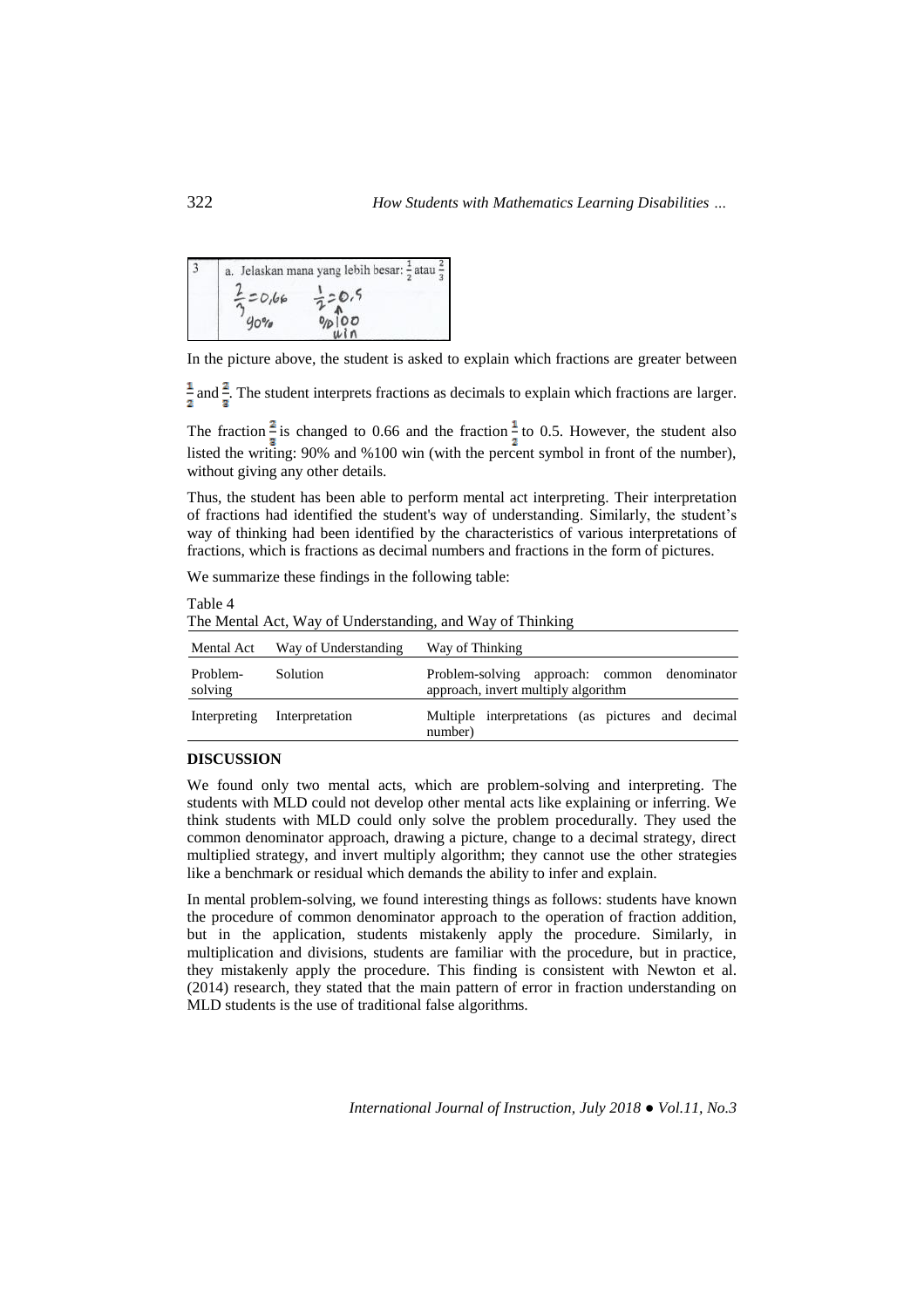| 3 | a. Jelaskan mana yang lebih besar: $\frac{1}{2}$ atau $\frac{2}{3}$ $\frac{2}{3} = 0{,}66$ $\frac{1}{2} = 0{,}5$ 90% %100 win |
|---|---|

In the picture above, the student is asked to explain which fractions are greater between $\frac{1}{2}$ and $\frac{2}{3}$. The student interprets fractions as decimals to explain which fractions are larger. The fraction $\frac{2}{3}$ is changed to 0.66 and the fraction $\frac{1}{2}$ to 0.5. However, the student also listed the writing: 90% and %100 win (with the percent symbol in front of the number), without giving any other details.

Thus, the student has been able to perform mental act interpreting. Their interpretation of fractions had identified the student's way of understanding. Similarly, the student's way of thinking had been identified by the characteristics of various interpretations of fractions, which is fractions as decimal numbers and fractions in the form of pictures.

We summarize these findings in the following table:

Table 4
The Mental Act, Way of Understanding, and Way of Thinking

| Mental Act | Way of Understanding | Way of Thinking |
|---|---|---|
| Problem-solving | Solution | Problem-solving approach: common denominator approach, invert multiply algorithm |
| Interpreting | Interpretation | Multiple interpretations (as pictures and decimal number) |

## DISCUSSION

We found only two mental acts, which are problem-solving and interpreting. The students with MLD could not develop other mental acts like explaining or inferring. We think students with MLD could only solve the problem procedurally. They used the common denominator approach, drawing a picture, change to a decimal strategy, direct multiplied strategy, and invert multiply algorithm; they cannot use the other strategies like a benchmark or residual which demands the ability to infer and explain.

In mental problem-solving, we found interesting things as follows: students have known the procedure of common denominator approach to the operation of fraction addition, but in the application, students mistakenly apply the procedure. Similarly, in multiplication and divisions, students are familiar with the procedure, but in practice, they mistakenly apply the procedure. This finding is consistent with Newton et al. (2014) research, they stated that the main pattern of error in fraction understanding on MLD students is the use of traditional false algorithms.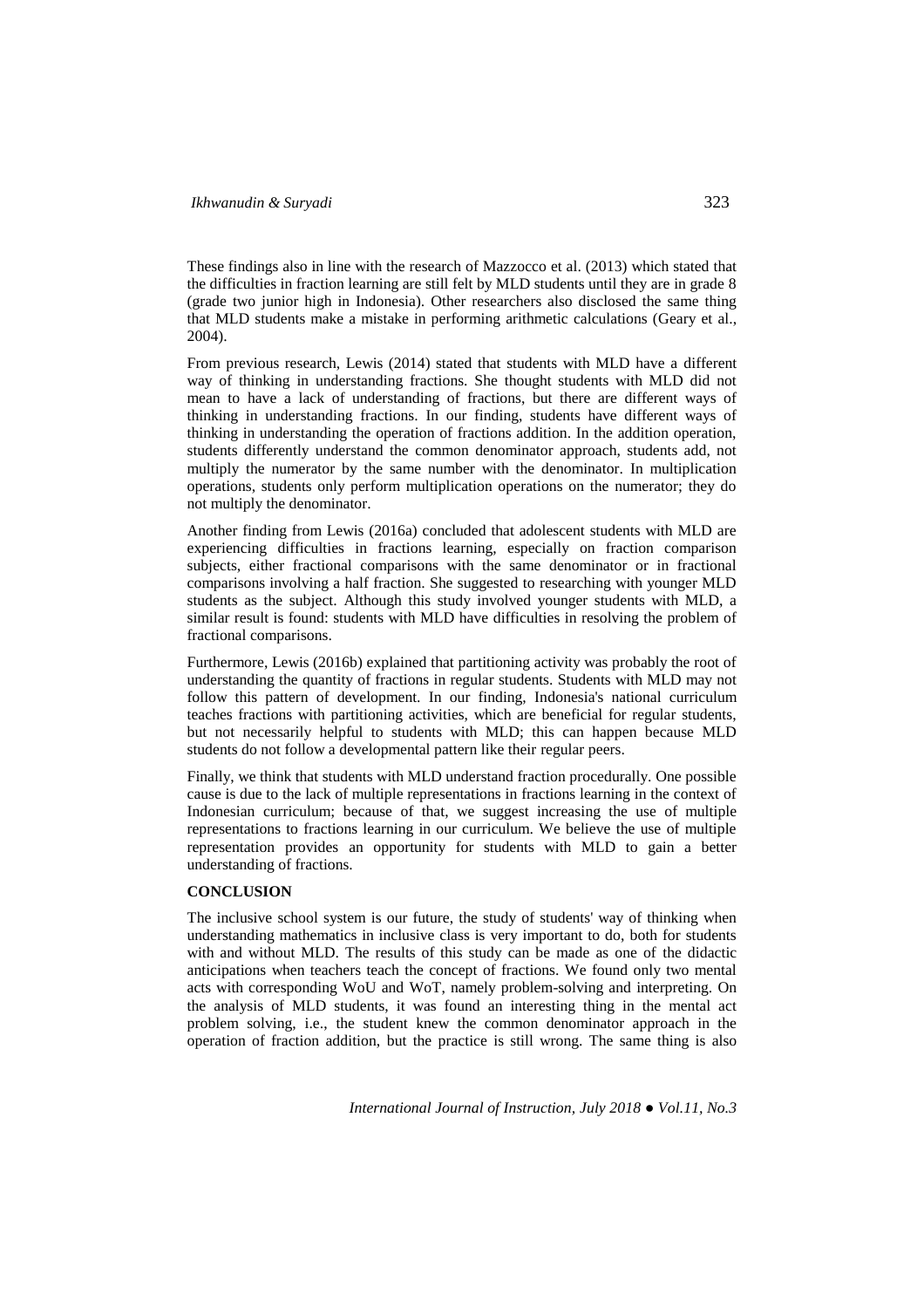These findings also in line with the research of Mazzocco et al. (2013) which stated that the difficulties in fraction learning are still felt by MLD students until they are in grade 8 (grade two junior high in Indonesia). Other researchers also disclosed the same thing that MLD students make a mistake in performing arithmetic calculations (Geary et al., 2004).

From previous research, Lewis (2014) stated that students with MLD have a different way of thinking in understanding fractions. She thought students with MLD did not mean to have a lack of understanding of fractions, but there are different ways of thinking in understanding fractions. In our finding, students have different ways of thinking in understanding the operation of fractions addition. In the addition operation, students differently understand the common denominator approach, students add, not multiply the numerator by the same number with the denominator. In multiplication operations, students only perform multiplication operations on the numerator; they do not multiply the denominator.

Another finding from Lewis (2016a) concluded that adolescent students with MLD are experiencing difficulties in fractions learning, especially on fraction comparison subjects, either fractional comparisons with the same denominator or in fractional comparisons involving a half fraction. She suggested to researching with younger MLD students as the subject. Although this study involved younger students with MLD, a similar result is found: students with MLD have difficulties in resolving the problem of fractional comparisons.

Furthermore, Lewis (2016b) explained that partitioning activity was probably the root of understanding the quantity of fractions in regular students. Students with MLD may not follow this pattern of development. In our finding, Indonesia's national curriculum teaches fractions with partitioning activities, which are beneficial for regular students, but not necessarily helpful to students with MLD; this can happen because MLD students do not follow a developmental pattern like their regular peers.

Finally, we think that students with MLD understand fraction procedurally. One possible cause is due to the lack of multiple representations in fractions learning in the context of Indonesian curriculum; because of that, we suggest increasing the use of multiple representations to fractions learning in our curriculum. We believe the use of multiple representation provides an opportunity for students with MLD to gain a better understanding of fractions.

## CONCLUSION

The inclusive school system is our future, the study of students' way of thinking when understanding mathematics in inclusive class is very important to do, both for students with and without MLD. The results of this study can be made as one of the didactic anticipations when teachers teach the concept of fractions. We found only two mental acts with corresponding WoU and WoT, namely problem-solving and interpreting. On the analysis of MLD students, it was found an interesting thing in the mental act problem solving, i.e., the student knew the common denominator approach in the operation of fraction addition, but the practice is still wrong. The same thing is also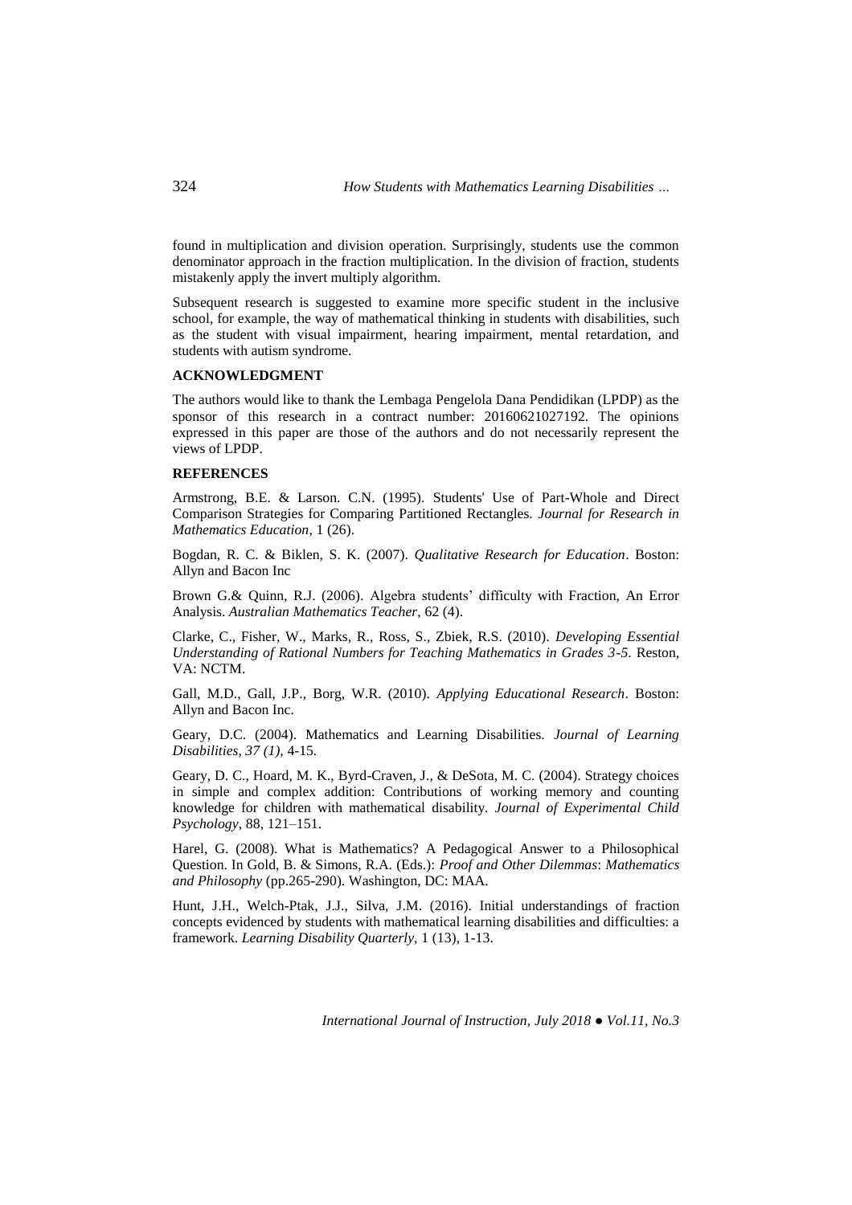found in multiplication and division operation. Surprisingly, students use the common denominator approach in the fraction multiplication. In the division of fraction, students mistakenly apply the invert multiply algorithm.

Subsequent research is suggested to examine more specific student in the inclusive school, for example, the way of mathematical thinking in students with disabilities, such as the student with visual impairment, hearing impairment, mental retardation, and students with autism syndrome.

## ACKNOWLEDGMENT

The authors would like to thank the Lembaga Pengelola Dana Pendidikan (LPDP) as the sponsor of this research in a contract number: 20160621027192. The opinions expressed in this paper are those of the authors and do not necessarily represent the views of LPDP.

## REFERENCES

Armstrong, B.E. & Larson. C.N. (1995). Students' Use of Part-Whole and Direct Comparison Strategies for Comparing Partitioned Rectangles. *Journal for Research in Mathematics Education*, 1 (26).

Bogdan, R. C. & Biklen, S. K. (2007). *Qualitative Research for Education*. Boston: Allyn and Bacon Inc

Brown G.& Quinn, R.J. (2006). Algebra students' difficulty with Fraction, An Error Analysis. *Australian Mathematics Teacher*, 62 (4).

Clarke, C., Fisher, W., Marks, R., Ross, S., Zbiek, R.S. (2010). *Developing Essential Understanding of Rational Numbers for Teaching Mathematics in Grades 3-5*. Reston, VA: NCTM.

Gall, M.D., Gall, J.P., Borg, W.R. (2010). *Applying Educational Research*. Boston: Allyn and Bacon Inc.

Geary, D.C. (2004). Mathematics and Learning Disabilities. *Journal of Learning Disabilities, 37 (1)*, 4-15.

Geary, D. C., Hoard, M. K., Byrd-Craven, J., & DeSota, M. C. (2004). Strategy choices in simple and complex addition: Contributions of working memory and counting knowledge for children with mathematical disability. *Journal of Experimental Child Psychology*, 88, 121–151.

Harel, G. (2008). What is Mathematics? A Pedagogical Answer to a Philosophical Question. In Gold, B. & Simons, R.A. (Eds.): *Proof and Other Dilemmas*: *Mathematics and Philosophy* (pp.265-290). Washington, DC: MAA.

Hunt, J.H., Welch-Ptak, J.J., Silva, J.M. (2016). Initial understandings of fraction concepts evidenced by students with mathematical learning disabilities and difficulties: a framework. *Learning Disability Quarterly*, 1 (13), 1-13.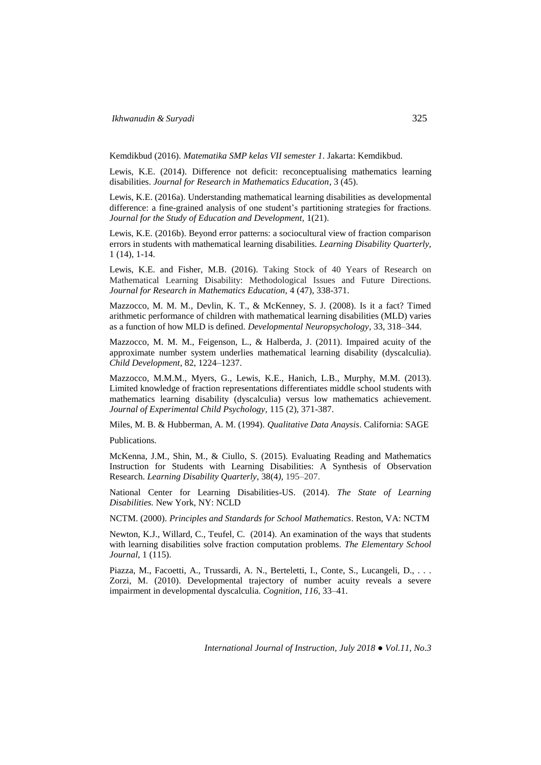Kemdikbud (2016). *Matematika SMP kelas VII semester 1*. Jakarta: Kemdikbud.

Lewis, K.E. (2014). Difference not deficit: reconceptualising mathematics learning disabilities. *Journal for Research in Mathematics Education*, 3 (45).

Lewis, K.E. (2016a). Understanding mathematical learning disabilities as developmental difference: a fine-grained analysis of one student's partitioning strategies for fractions. *Journal for the Study of Education and Development,* 1(21).

Lewis, K.E. (2016b). Beyond error patterns: a sociocultural view of fraction comparison errors in students with mathematical learning disabilities. *Learning Disability Quarterly,* 1 (14), 1-14.

Lewis, K.E. and Fisher, M.B. (2016). Taking Stock of 40 Years of Research on Mathematical Learning Disability: Methodological Issues and Future Directions. *Journal for Research in Mathematics Education,* 4 (47), 338-371.

Mazzocco, M. M. M., Devlin, K. T., & McKenney, S. J. (2008). Is it a fact? Timed arithmetic performance of children with mathematical learning disabilities (MLD) varies as a function of how MLD is defined. *Developmental Neuropsychology*, 33, 318–344.

Mazzocco, M. M. M., Feigenson, L., & Halberda, J. (2011). Impaired acuity of the approximate number system underlies mathematical learning disability (dyscalculia). *Child Development*, 82, 1224–1237.

Mazzocco, M.M.M., Myers, G., Lewis, K.E., Hanich, L.B., Murphy, M.M. (2013). Limited knowledge of fraction representations differentiates middle school students with mathematics learning disability (dyscalculia) versus low mathematics achievement. *Journal of Experimental Child Psychology,* 115 (2), 371-387.

Miles, M. B. & Hubberman, A. M. (1994). *Qualitative Data Anaysis*. California: SAGE

Publications.

McKenna, J.M., Shin, M., & Ciullo, S. (2015). Evaluating Reading and Mathematics Instruction for Students with Learning Disabilities: A Synthesis of Observation Research. *Learning Disability Quarterly,* 38(4*),* 195–207.

National Center for Learning Disabilities-US. (2014). *The State of Learning Disabilities.* New York, NY: NCLD

NCTM. (2000). *Principles and Standards for School Mathematics*. Reston, VA: NCTM

Newton, K.J., Willard, C., Teufel, C. (2014). An examination of the ways that students with learning disabilities solve fraction computation problems. *The Elementary School Journal,* 1 (115).

Piazza, M., Facoetti, A., Trussardi, A. N., Berteletti, I., Conte, S., Lucangeli, D., . . . Zorzi, M. (2010). Developmental trajectory of number acuity reveals a severe impairment in developmental dyscalculia. *Cognition*, *116*, 33–41.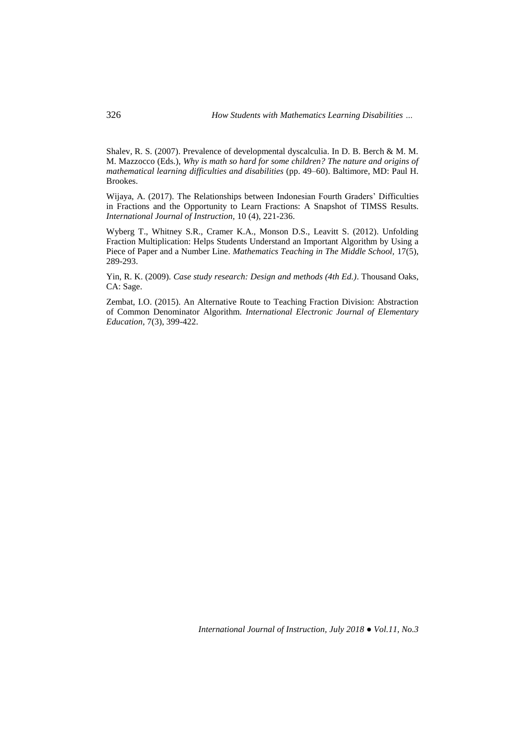Shalev, R. S. (2007). Prevalence of developmental dyscalculia. In D. B. Berch & M. M. M. Mazzocco (Eds.), *Why is math so hard for some children? The nature and origins of mathematical learning difficulties and disabilities* (pp. 49–60). Baltimore, MD: Paul H. Brookes.

Wijaya, A. (2017). The Relationships between Indonesian Fourth Graders' Difficulties in Fractions and the Opportunity to Learn Fractions: A Snapshot of TIMSS Results. *International Journal of Instruction*, 10 (4), 221-236.

Wyberg T., Whitney S.R., Cramer K.A., Monson D.S., Leavitt S. (2012). Unfolding Fraction Multiplication: Helps Students Understand an Important Algorithm by Using a Piece of Paper and a Number Line. *Mathematics Teaching in The Middle School*, 17(5), 289-293.

Yin, R. K. (2009). *Case study research: Design and methods (4th Ed.)*. Thousand Oaks, CA: Sage.

Zembat, I.O. (2015). An Alternative Route to Teaching Fraction Division: Abstraction of Common Denominator Algorithm. *International Electronic Journal of Elementary Education*, 7(3), 399-422.